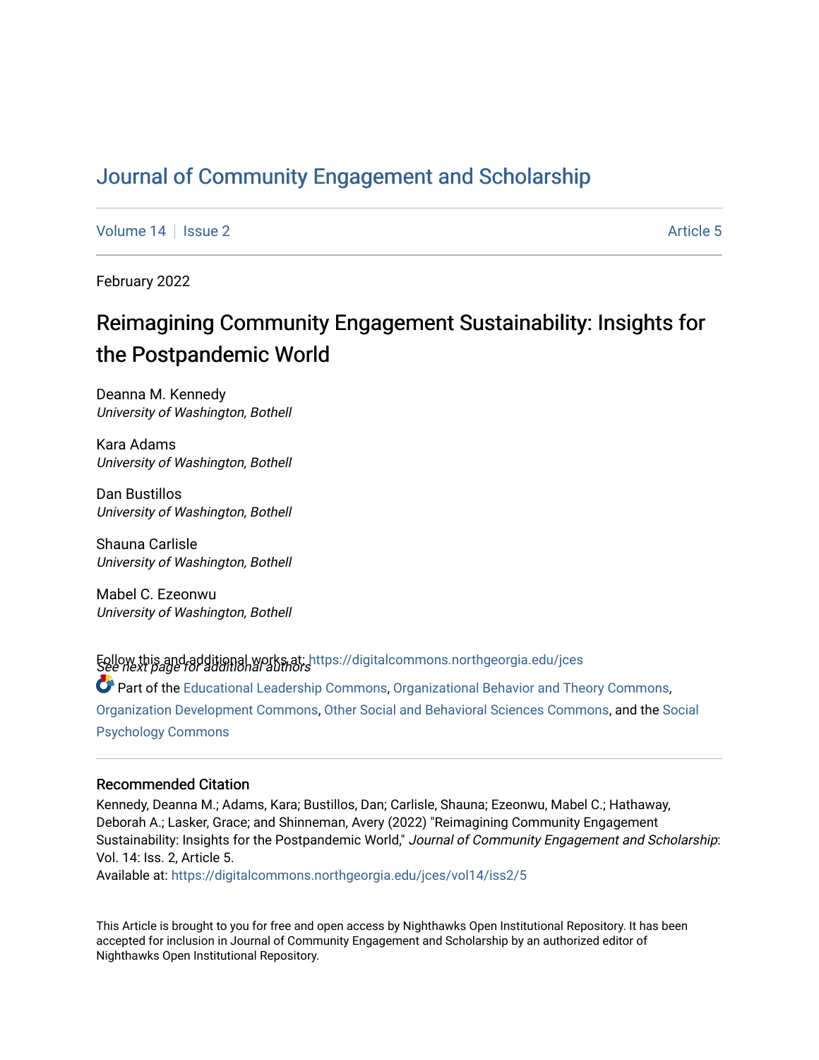# Journal of Community Engagement and Scholarship

Volume 14 | Issue 2 | Article 5

February 2022

## Reimagining Community Engagement Sustainability: Insights for the Postpandemic World

Deanna M. Kennedy
*University of Washington, Bothell*

Kara Adams
*University of Washington, Bothell*

Dan Bustillos
*University of Washington, Bothell*

Shauna Carlisle
*University of Washington, Bothell*

Mabel C. Ezeonwu
*University of Washington, Bothell*

*See next page for additional authors*

Follow this and additional works at: https://digitalcommons.northgeorgia.edu/jces

Part of the Educational Leadership Commons, Organizational Behavior and Theory Commons, Organization Development Commons, Other Social and Behavioral Sciences Commons, and the Social Psychology Commons

### Recommended Citation

Kennedy, Deanna M.; Adams, Kara; Bustillos, Dan; Carlisle, Shauna; Ezeonwu, Mabel C.; Hathaway, Deborah A.; Lasker, Grace; and Shinneman, Avery (2022) "Reimagining Community Engagement Sustainability: Insights for the Postpandemic World," *Journal of Community Engagement and Scholarship*: Vol. 14: Iss. 2, Article 5.
Available at: https://digitalcommons.northgeorgia.edu/jces/vol14/iss2/5

This Article is brought to you for free and open access by Nighthawks Open Institutional Repository. It has been accepted for inclusion in Journal of Community Engagement and Scholarship by an authorized editor of Nighthawks Open Institutional Repository.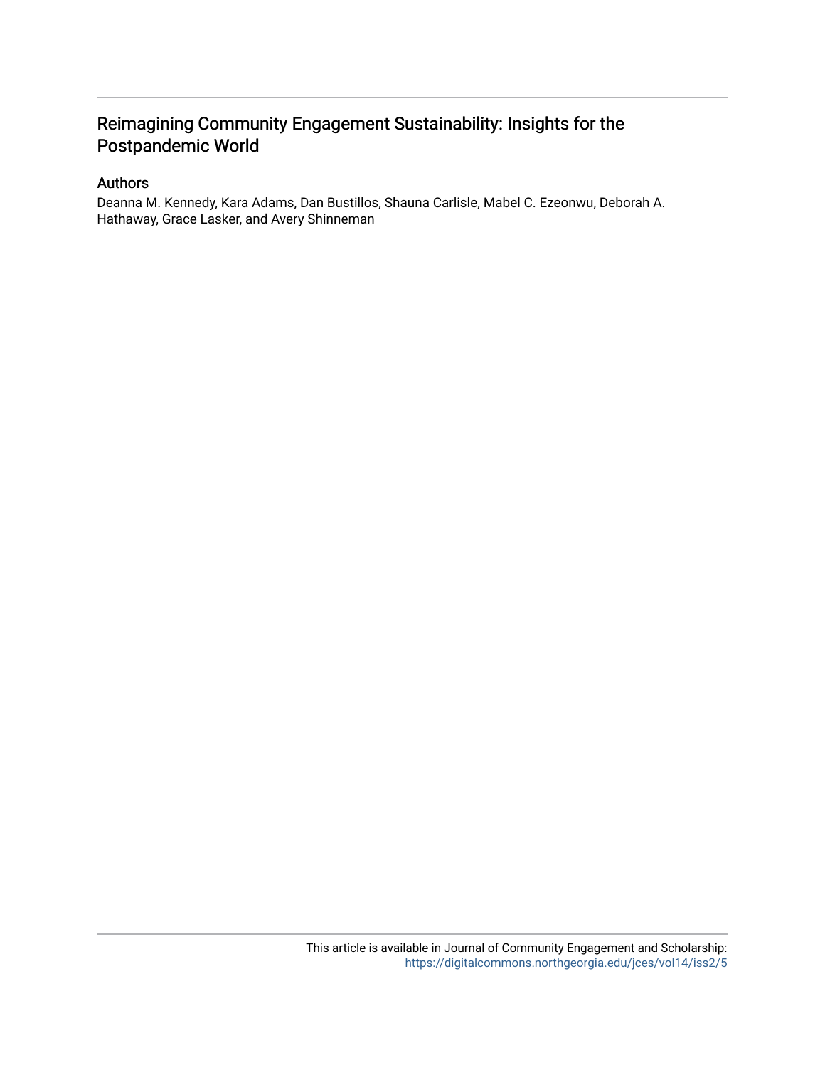# Reimagining Community Engagement Sustainability: Insights for the Postpandemic World

## Authors

Deanna M. Kennedy, Kara Adams, Dan Bustillos, Shauna Carlisle, Mabel C. Ezeonwu, Deborah A. Hathaway, Grace Lasker, and Avery Shinneman

This article is available in Journal of Community Engagement and Scholarship: https://digitalcommons.northgeorgia.edu/jces/vol14/iss2/5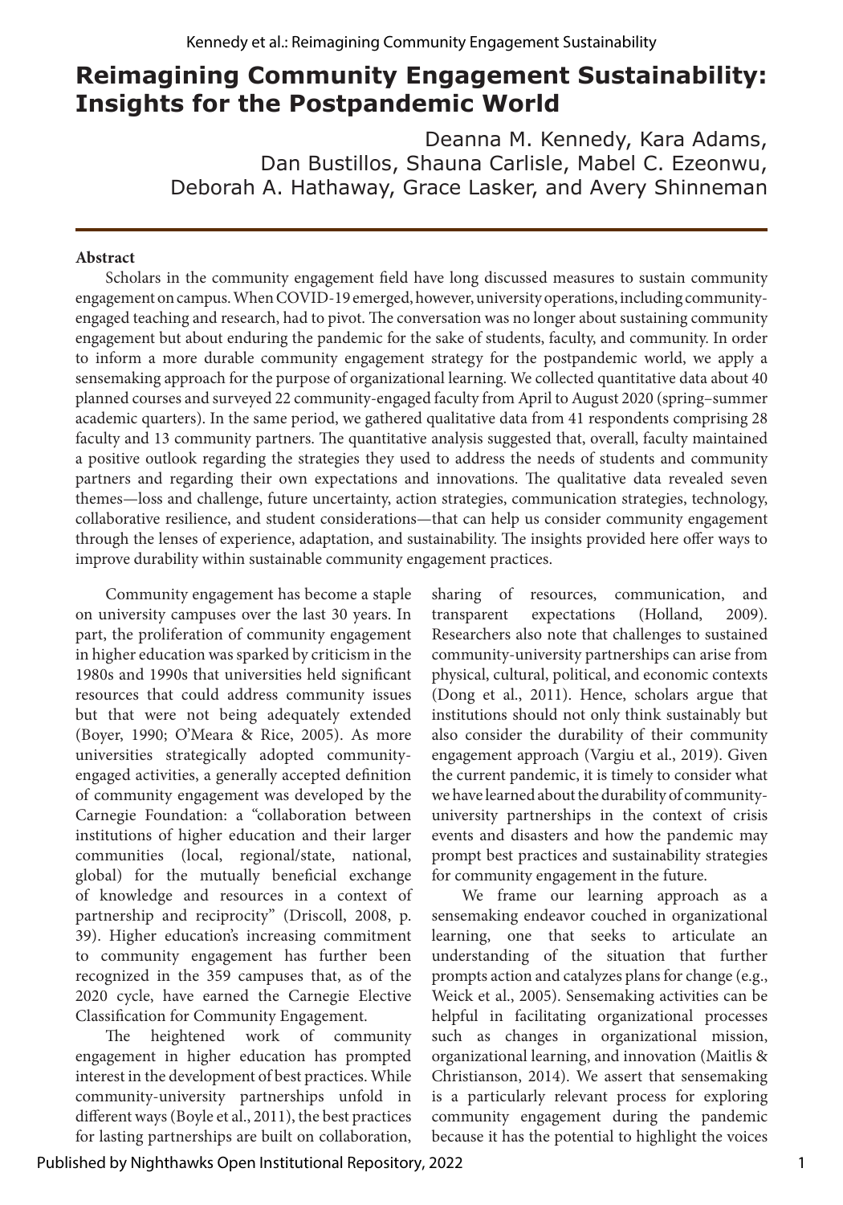# Reimagining Community Engagement Sustainability: Insights for the Postpandemic World

Deanna M. Kennedy, Kara Adams, Dan Bustillos, Shauna Carlisle, Mabel C. Ezeonwu, Deborah A. Hathaway, Grace Lasker, and Avery Shinneman

**Abstract**

Scholars in the community engagement field have long discussed measures to sustain community engagement on campus. When COVID-19 emerged, however, university operations, including community-engaged teaching and research, had to pivot. The conversation was no longer about sustaining community engagement but about enduring the pandemic for the sake of students, faculty, and community. In order to inform a more durable community engagement strategy for the postpandemic world, we apply a sensemaking approach for the purpose of organizational learning. We collected quantitative data about 40 planned courses and surveyed 22 community-engaged faculty from April to August 2020 (spring–summer academic quarters). In the same period, we gathered qualitative data from 41 respondents comprising 28 faculty and 13 community partners. The quantitative analysis suggested that, overall, faculty maintained a positive outlook regarding the strategies they used to address the needs of students and community partners and regarding their own expectations and innovations. The qualitative data revealed seven themes—loss and challenge, future uncertainty, action strategies, communication strategies, technology, collaborative resilience, and student considerations—that can help us consider community engagement through the lenses of experience, adaptation, and sustainability. The insights provided here offer ways to improve durability within sustainable community engagement practices.

Community engagement has become a staple on university campuses over the last 30 years. In part, the proliferation of community engagement in higher education was sparked by criticism in the 1980s and 1990s that universities held significant resources that could address community issues but that were not being adequately extended (Boyer, 1990; O'Meara & Rice, 2005). As more universities strategically adopted community-engaged activities, a generally accepted definition of community engagement was developed by the Carnegie Foundation: a "collaboration between institutions of higher education and their larger communities (local, regional/state, national, global) for the mutually beneficial exchange of knowledge and resources in a context of partnership and reciprocity" (Driscoll, 2008, p. 39). Higher education's increasing commitment to community engagement has further been recognized in the 359 campuses that, as of the 2020 cycle, have earned the Carnegie Elective Classification for Community Engagement.

The heightened work of community engagement in higher education has prompted interest in the development of best practices. While community-university partnerships unfold in different ways (Boyle et al., 2011), the best practices for lasting partnerships are built on collaboration, sharing of resources, communication, and transparent expectations (Holland, 2009). Researchers also note that challenges to sustained community-university partnerships can arise from physical, cultural, political, and economic contexts (Dong et al., 2011). Hence, scholars argue that institutions should not only think sustainably but also consider the durability of their community engagement approach (Vargiu et al., 2019). Given the current pandemic, it is timely to consider what we have learned about the durability of community-university partnerships in the context of crisis events and disasters and how the pandemic may prompt best practices and sustainability strategies for community engagement in the future.

We frame our learning approach as a sensemaking endeavor couched in organizational learning, one that seeks to articulate an understanding of the situation that further prompts action and catalyzes plans for change (e.g., Weick et al., 2005). Sensemaking activities can be helpful in facilitating organizational processes such as changes in organizational mission, organizational learning, and innovation (Maitlis & Christianson, 2014). We assert that sensemaking is a particularly relevant process for exploring community engagement during the pandemic because it has the potential to highlight the voices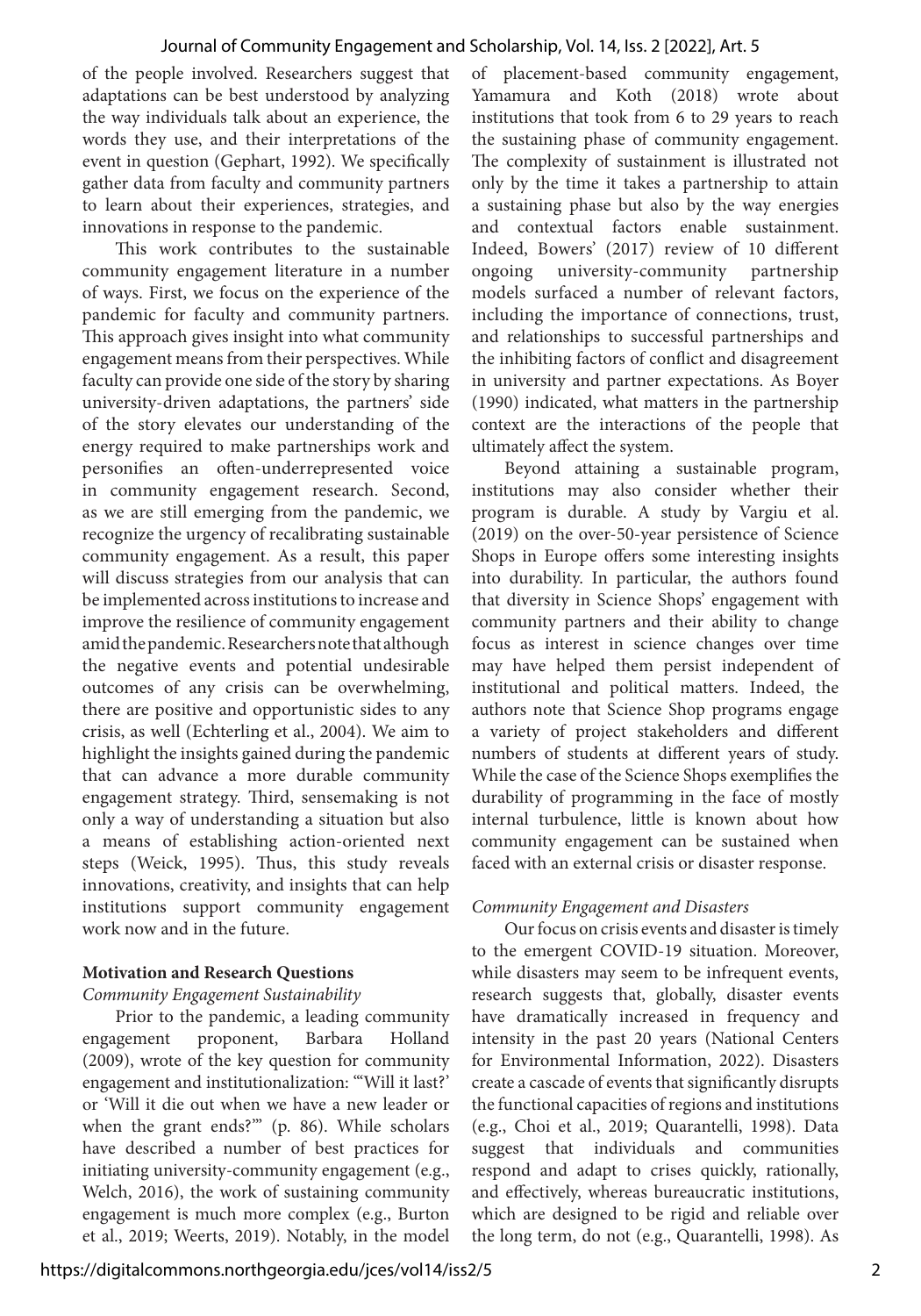of the people involved. Researchers suggest that adaptations can be best understood by analyzing the way individuals talk about an experience, the words they use, and their interpretations of the event in question (Gephart, 1992). We specifically gather data from faculty and community partners to learn about their experiences, strategies, and innovations in response to the pandemic.

This work contributes to the sustainable community engagement literature in a number of ways. First, we focus on the experience of the pandemic for faculty and community partners. This approach gives insight into what community engagement means from their perspectives. While faculty can provide one side of the story by sharing university-driven adaptations, the partners' side of the story elevates our understanding of the energy required to make partnerships work and personifies an often-underrepresented voice in community engagement research. Second, as we are still emerging from the pandemic, we recognize the urgency of recalibrating sustainable community engagement. As a result, this paper will discuss strategies from our analysis that can be implemented across institutions to increase and improve the resilience of community engagement amid the pandemic. Researchers note that although the negative events and potential undesirable outcomes of any crisis can be overwhelming, there are positive and opportunistic sides to any crisis, as well (Echterling et al., 2004). We aim to highlight the insights gained during the pandemic that can advance a more durable community engagement strategy. Third, sensemaking is not only a way of understanding a situation but also a means of establishing action-oriented next steps (Weick, 1995). Thus, this study reveals innovations, creativity, and insights that can help institutions support community engagement work now and in the future.

## Motivation and Research Questions

### *Community Engagement Sustainability*

Prior to the pandemic, a leading community engagement proponent, Barbara Holland (2009), wrote of the key question for community engagement and institutionalization: "'Will it last?' or 'Will it die out when we have a new leader or when the grant ends?'" (p. 86). While scholars have described a number of best practices for initiating university-community engagement (e.g., Welch, 2016), the work of sustaining community engagement is much more complex (e.g., Burton et al., 2019; Weerts, 2019). Notably, in the model of placement-based community engagement, Yamamura and Koth (2018) wrote about institutions that took from 6 to 29 years to reach the sustaining phase of community engagement. The complexity of sustainment is illustrated not only by the time it takes a partnership to attain a sustaining phase but also by the way energies and contextual factors enable sustainment. Indeed, Bowers' (2017) review of 10 different ongoing university-community partnership models surfaced a number of relevant factors, including the importance of connections, trust, and relationships to successful partnerships and the inhibiting factors of conflict and disagreement in university and partner expectations. As Boyer (1990) indicated, what matters in the partnership context are the interactions of the people that ultimately affect the system.

Beyond attaining a sustainable program, institutions may also consider whether their program is durable. A study by Vargiu et al. (2019) on the over-50-year persistence of Science Shops in Europe offers some interesting insights into durability. In particular, the authors found that diversity in Science Shops' engagement with community partners and their ability to change focus as interest in science changes over time may have helped them persist independent of institutional and political matters. Indeed, the authors note that Science Shop programs engage a variety of project stakeholders and different numbers of students at different years of study. While the case of the Science Shops exemplifies the durability of programming in the face of mostly internal turbulence, little is known about how community engagement can be sustained when faced with an external crisis or disaster response.

### *Community Engagement and Disasters*

Our focus on crisis events and disaster is timely to the emergent COVID-19 situation. Moreover, while disasters may seem to be infrequent events, research suggests that, globally, disaster events have dramatically increased in frequency and intensity in the past 20 years (National Centers for Environmental Information, 2022). Disasters create a cascade of events that significantly disrupts the functional capacities of regions and institutions (e.g., Choi et al., 2019; Quarantelli, 1998). Data suggest that individuals and communities respond and adapt to crises quickly, rationally, and effectively, whereas bureaucratic institutions, which are designed to be rigid and reliable over the long term, do not (e.g., Quarantelli, 1998). As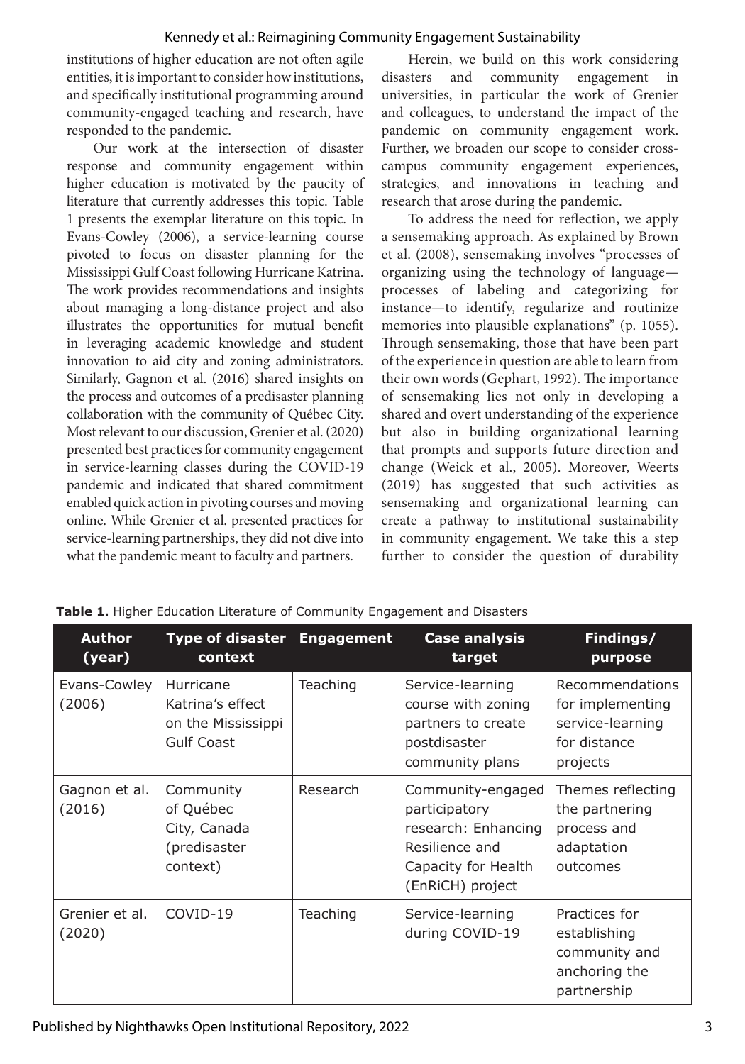institutions of higher education are not often agile entities, it is important to consider how institutions, and specifically institutional programming around community-engaged teaching and research, have responded to the pandemic.

Our work at the intersection of disaster response and community engagement within higher education is motivated by the paucity of literature that currently addresses this topic. Table 1 presents the exemplar literature on this topic. In Evans-Cowley (2006), a service-learning course pivoted to focus on disaster planning for the Mississippi Gulf Coast following Hurricane Katrina. The work provides recommendations and insights about managing a long-distance project and also illustrates the opportunities for mutual benefit in leveraging academic knowledge and student innovation to aid city and zoning administrators. Similarly, Gagnon et al. (2016) shared insights on the process and outcomes of a predisaster planning collaboration with the community of Québec City. Most relevant to our discussion, Grenier et al. (2020) presented best practices for community engagement in service-learning classes during the COVID-19 pandemic and indicated that shared commitment enabled quick action in pivoting courses and moving online. While Grenier et al. presented practices for service-learning partnerships, they did not dive into what the pandemic meant to faculty and partners.

Herein, we build on this work considering disasters and community engagement in universities, in particular the work of Grenier and colleagues, to understand the impact of the pandemic on community engagement work. Further, we broaden our scope to consider cross-campus community engagement experiences, strategies, and innovations in teaching and research that arose during the pandemic.

To address the need for reflection, we apply a sensemaking approach. As explained by Brown et al. (2008), sensemaking involves "processes of organizing using the technology of language—processes of labeling and categorizing for instance—to identify, regularize and routinize memories into plausible explanations" (p. 1055). Through sensemaking, those that have been part of the experience in question are able to learn from their own words (Gephart, 1992). The importance of sensemaking lies not only in developing a shared and overt understanding of the experience but also in building organizational learning that prompts and supports future direction and change (Weick et al., 2005). Moreover, Weerts (2019) has suggested that such activities as sensemaking and organizational learning can create a pathway to institutional sustainability in community engagement. We take this a step further to consider the question of durability

**Table 1.** Higher Education Literature of Community Engagement and Disasters

| Author (year) | Type of disaster context | Engagement | Case analysis target | Findings/ purpose |
|---|---|---|---|---|
| Evans-Cowley (2006) | Hurricane Katrina's effect on the Mississippi Gulf Coast | Teaching | Service-learning course with zoning partners to create postdisaster community plans | Recommendations for implementing service-learning for distance projects |
| Gagnon et al. (2016) | Community of Québec City, Canada (predisaster context) | Research | Community-engaged participatory research: Enhancing Resilience and Capacity for Health (EnRiCH) project | Themes reflecting the partnering process and adaptation outcomes |
| Grenier et al. (2020) | COVID-19 | Teaching | Service-learning during COVID-19 | Practices for establishing community and anchoring the partnership |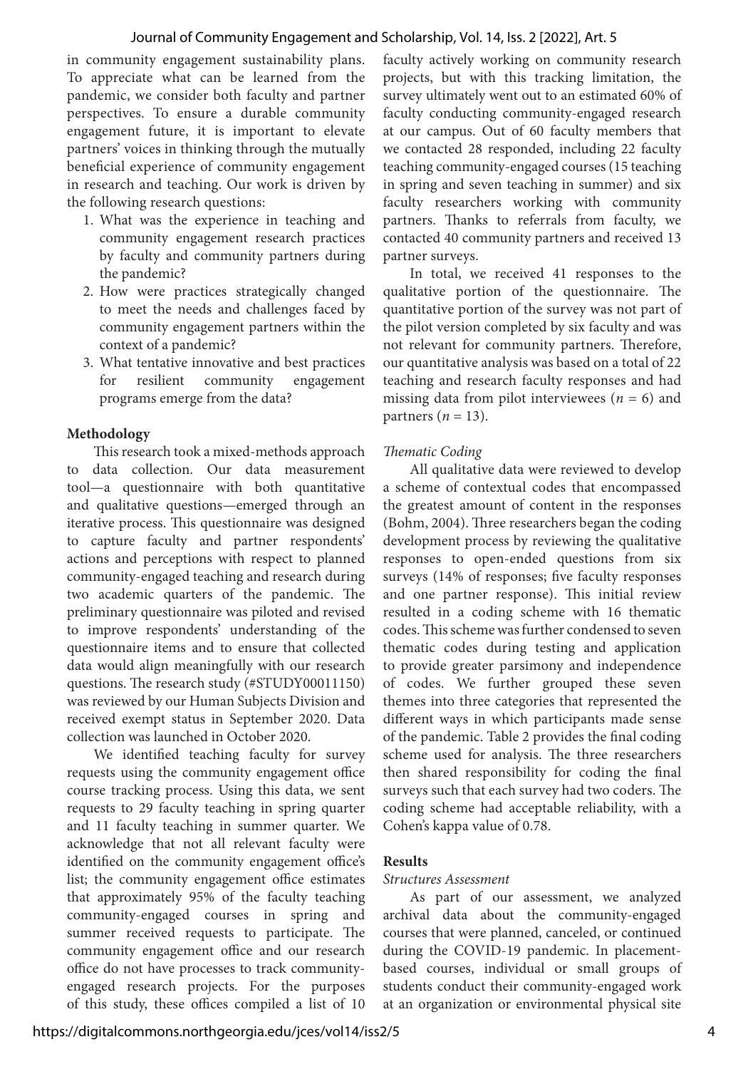in community engagement sustainability plans. To appreciate what can be learned from the pandemic, we consider both faculty and partner perspectives. To ensure a durable community engagement future, it is important to elevate partners' voices in thinking through the mutually beneficial experience of community engagement in research and teaching. Our work is driven by the following research questions:

1. What was the experience in teaching and community engagement research practices by faculty and community partners during the pandemic?
2. How were practices strategically changed to meet the needs and challenges faced by community engagement partners within the context of a pandemic?
3. What tentative innovative and best practices for resilient community engagement programs emerge from the data?

**Methodology**

This research took a mixed-methods approach to data collection. Our data measurement tool—a questionnaire with both quantitative and qualitative questions—emerged through an iterative process. This questionnaire was designed to capture faculty and partner respondents' actions and perceptions with respect to planned community-engaged teaching and research during two academic quarters of the pandemic. The preliminary questionnaire was piloted and revised to improve respondents' understanding of the questionnaire items and to ensure that collected data would align meaningfully with our research questions. The research study (#STUDY00011150) was reviewed by our Human Subjects Division and received exempt status in September 2020. Data collection was launched in October 2020.

We identified teaching faculty for survey requests using the community engagement office course tracking process. Using this data, we sent requests to 29 faculty teaching in spring quarter and 11 faculty teaching in summer quarter. We acknowledge that not all relevant faculty were identified on the community engagement office's list; the community engagement office estimates that approximately 95% of the faculty teaching community-engaged courses in spring and summer received requests to participate. The community engagement office and our research office do not have processes to track community-engaged research projects. For the purposes of this study, these offices compiled a list of 10 faculty actively working on community research projects, but with this tracking limitation, the survey ultimately went out to an estimated 60% of faculty conducting community-engaged research at our campus. Out of 60 faculty members that we contacted 28 responded, including 22 faculty teaching community-engaged courses (15 teaching in spring and seven teaching in summer) and six faculty researchers working with community partners. Thanks to referrals from faculty, we contacted 40 community partners and received 13 partner surveys.

In total, we received 41 responses to the qualitative portion of the questionnaire. The quantitative portion of the survey was not part of the pilot version completed by six faculty and was not relevant for community partners. Therefore, our quantitative analysis was based on a total of 22 teaching and research faculty responses and had missing data from pilot interviewees ($n$ = 6) and partners ($n$ = 13).

*Thematic Coding*

All qualitative data were reviewed to develop a scheme of contextual codes that encompassed the greatest amount of content in the responses (Bohm, 2004). Three researchers began the coding development process by reviewing the qualitative responses to open-ended questions from six surveys (14% of responses; five faculty responses and one partner response). This initial review resulted in a coding scheme with 16 thematic codes. This scheme was further condensed to seven thematic codes during testing and application to provide greater parsimony and independence of codes. We further grouped these seven themes into three categories that represented the different ways in which participants made sense of the pandemic. Table 2 provides the final coding scheme used for analysis. The three researchers then shared responsibility for coding the final surveys such that each survey had two coders. The coding scheme had acceptable reliability, with a Cohen's kappa value of 0.78.

**Results**

*Structures Assessment*

As part of our assessment, we analyzed archival data about the community-engaged courses that were planned, canceled, or continued during the COVID-19 pandemic. In placement-based courses, individual or small groups of students conduct their community-engaged work at an organization or environmental physical site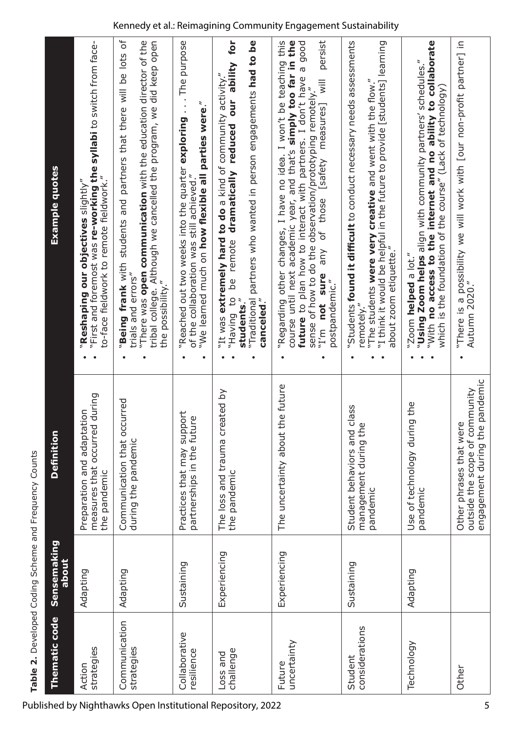**Table 2.** Developed Coding Scheme and Frequency Counts

| Thematic code | Sensemaking about | Definition | Example quotes |
|---|---|---|---|
| Action strategies | Adapting | Preparation and adaptation measures that occurred during the pandemic | • "**Reshaping our objectives** slightly" • "First and foremost was **re-working the syllabi** to switch from face-to-face fieldwork to remote fieldwork." |
| Communication strategies | Adapting | Communication that occurred during the pandemic | • "**Being frank** with students and partners that there will be lots of trials and errors" • "There was **open communication** with the education director of the tribal college. Although we cancelled the program, we did keep open the possibility." |
| Collaborative resilience | Sustaining | Practices that may support partnerships in the future | • "Reached out two weeks into the quarter **exploring** . . . The purpose of the collaboration was still achieved." • "We learned much on **how flexible all parties were**." |
| Loss and challenge | Experiencing | The loss and trauma created by the pandemic | • "It was **extremely hard to do** a kind of community activity." • "Having to be remote **dramatically reduced our ability for students**." • "Traditional partners who wanted in person engagements **had to be canceled**." |
| Future uncertainty | Experiencing | The uncertainty about the future | • "Regarding other changes, I have no idea. I won't be teaching this course until next academic year, and that's **simply too far in the future** to plan how to interact with partners. I don't have a good sense of how to do the observation/prototyping remotely." • "I'm **not sure** any of those [safety measures] will persist postpandemic." |
| Student considerations | Sustaining | Student behaviors and class management during the pandemic | • "Students **found it difficult** to conduct necessary needs assessments remotely." • "The students **were very creative** and went with the flow." • "I think it would be helpful in the future to provide [students] learning about zoom etiquette." |
| Technology | Adapting | Use of technology during the pandemic | • "Zoom **helped** a lot." • "**Using Zoom helps** align with community partners' schedules." • "**With no access to the internet and no ability to collaborate** which is the foundation of the course" (Lack of technology) |
| Other | | Other phrases that were outside the scope of community engagement during the pandemic | • "There is a possibility we will work with [our non-profit partner] in Autumn 2020." |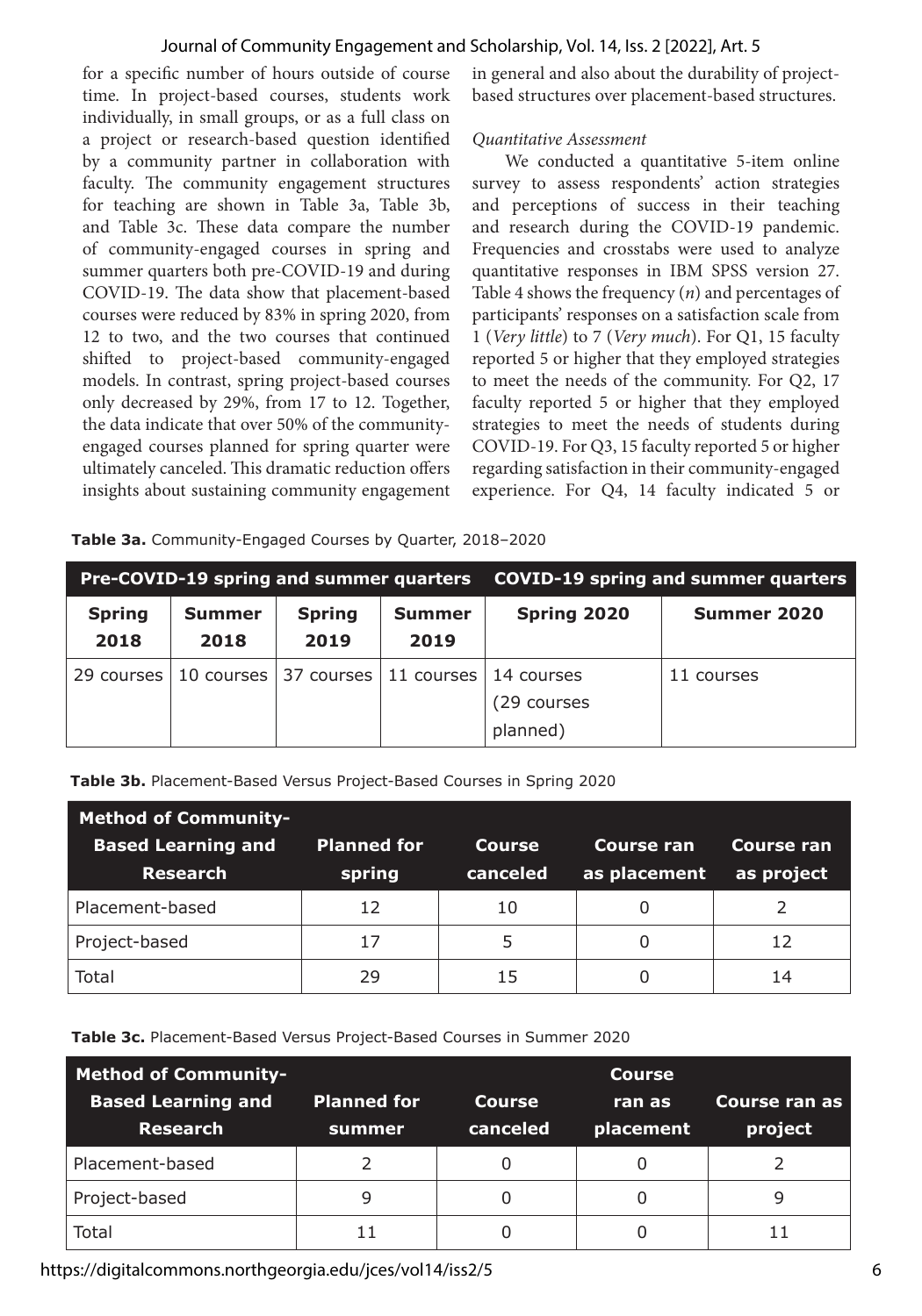for a specific number of hours outside of course time. In project-based courses, students work individually, in small groups, or as a full class on a project or research-based question identified by a community partner in collaboration with faculty. The community engagement structures for teaching are shown in Table 3a, Table 3b, and Table 3c. These data compare the number of community-engaged courses in spring and summer quarters both pre-COVID-19 and during COVID-19. The data show that placement-based courses were reduced by 83% in spring 2020, from 12 to two, and the two courses that continued shifted to project-based community-engaged models. In contrast, spring project-based courses only decreased by 29%, from 17 to 12. Together, the data indicate that over 50% of the community-engaged courses planned for spring quarter were ultimately canceled. This dramatic reduction offers insights about sustaining community engagement in general and also about the durability of project-based structures over placement-based structures.

*Quantitative Assessment*

We conducted a quantitative 5-item online survey to assess respondents' action strategies and perceptions of success in their teaching and research during the COVID-19 pandemic. Frequencies and crosstabs were used to analyze quantitative responses in IBM SPSS version 27. Table 4 shows the frequency ($n$) and percentages of participants' responses on a satisfaction scale from 1 (*Very little*) to 7 (*Very much*). For Q1, 15 faculty reported 5 or higher that they employed strategies to meet the needs of the community. For Q2, 17 faculty reported 5 or higher that they employed strategies to meet the needs of students during COVID-19. For Q3, 15 faculty reported 5 or higher regarding satisfaction in their community-engaged experience. For Q4, 14 faculty indicated 5 or

**Table 3a.** Community-Engaged Courses by Quarter, 2018–2020

| Pre-COVID-19 spring and summer quarters | | | | COVID-19 spring and summer quarters | |
|---|---|---|---|---|---|
| **Spring 2018** | **Summer 2018** | **Spring 2019** | **Summer 2019** | **Spring 2020** | **Summer 2020** |
| 29 courses | 10 courses | 37 courses | 11 courses | 14 courses (29 courses planned) | 11 courses |

**Table 3b.** Placement-Based Versus Project-Based Courses in Spring 2020

| Method of Community-Based Learning and Research | Planned for spring | Course canceled | Course ran as placement | Course ran as project |
|---|---|---|---|---|
| Placement-based | 12 | 10 | 0 | 2 |
| Project-based | 17 | 5 | 0 | 12 |
| Total | 29 | 15 | 0 | 14 |

**Table 3c.** Placement-Based Versus Project-Based Courses in Summer 2020

| Method of Community-Based Learning and Research | Planned for summer | Course canceled | Course ran as placement | Course ran as project |
|---|---|---|---|---|
| Placement-based | 2 | 0 | 0 | 2 |
| Project-based | 9 | 0 | 0 | 9 |
| Total | 11 | 0 | 0 | 11 |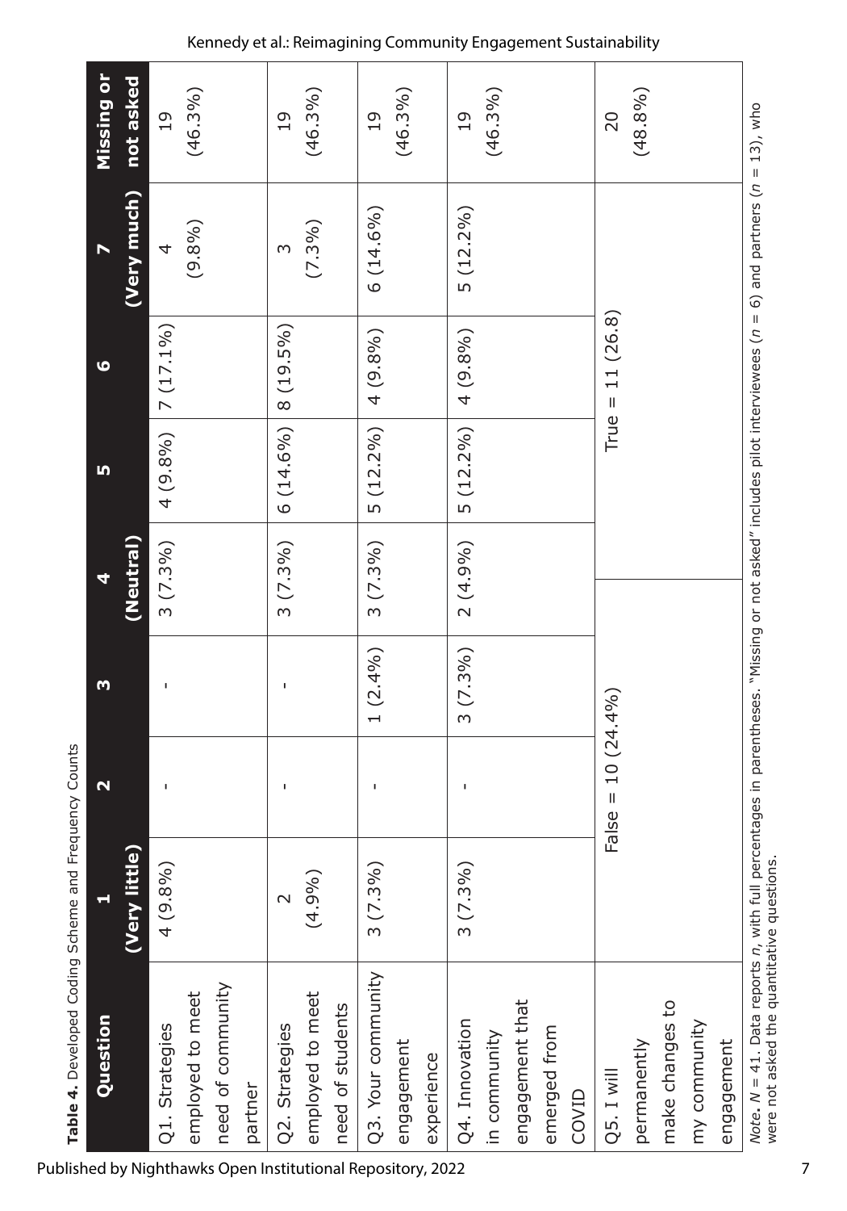**Table 4.** Developed Coding Scheme and Frequency Counts

| Question | 1 (Very little) | 2 | 3 | 4 (Neutral) | 5 | 6 | 7 (Very much) | Missing or not asked |
|---|---|---|---|---|---|---|---|---|
| Q1. Strategies employed to meet need of community partner | 4 (9.8%) | - | - | 3 (7.3%) | 4 (9.8%) | 7 (17.1%) | 4 (9.8%) | 19 (46.3%) |
| Q2. Strategies employed to meet need of students | 2 (4.9%) | - | - | 3 (7.3%) | 6 (14.6%) | 8 (19.5%) | 3 (7.3%) | 19 (46.3%) |
| Q3. Your community engagement experience | 3 (7.3%) | - | 1 (2.4%) | 3 (7.3%) | 5 (12.2%) | 4 (9.8%) | 6 (14.6%) | 19 (46.3%) |
| Q4. Innovation in community engagement that emerged from COVID | 3 (7.3%) | - | 3 (7.3%) | 2 (4.9%) | 5 (12.2%) | 4 (9.8%) | 5 (12.2%) | 19 (46.3%) |
| Q5. I will permanently make changes to my community engagement | False = 10 (24.4%) | | | | True = 11 (26.8) | | | 20 (48.8%) |

*Note. N* = 41. Data reports *n*, with full percentages in parentheses. "Missing or not asked" includes pilot interviewees (*n* = 6) and partners (*n* = 13), who were not asked the quantitative questions.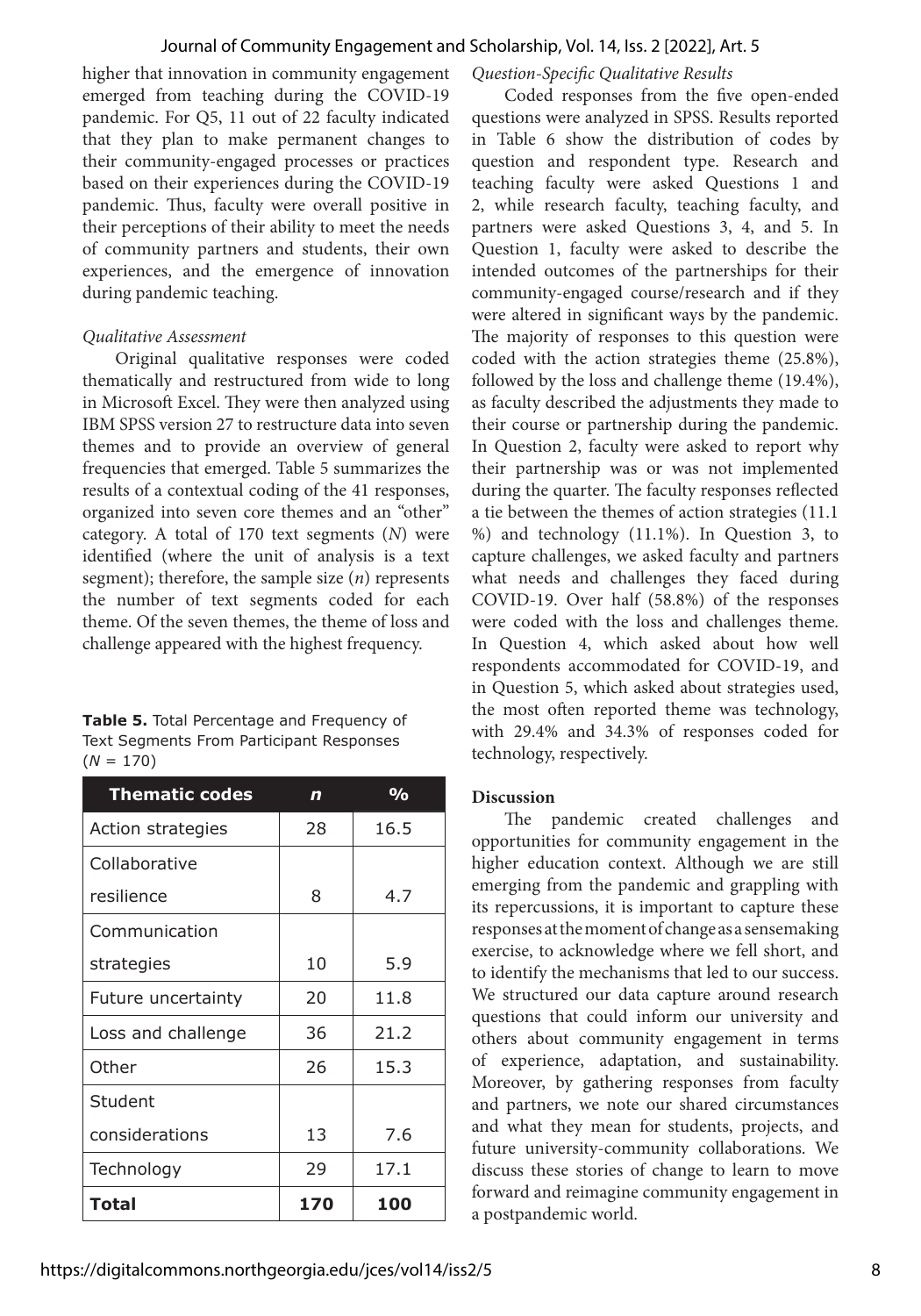higher that innovation in community engagement emerged from teaching during the COVID-19 pandemic. For Q5, 11 out of 22 faculty indicated that they plan to make permanent changes to their community-engaged processes or practices based on their experiences during the COVID-19 pandemic. Thus, faculty were overall positive in their perceptions of their ability to meet the needs of community partners and students, their own experiences, and the emergence of innovation during pandemic teaching.

### *Qualitative Assessment*

Original qualitative responses were coded thematically and restructured from wide to long in Microsoft Excel. They were then analyzed using IBM SPSS version 27 to restructure data into seven themes and to provide an overview of general frequencies that emerged. Table 5 summarizes the results of a contextual coding of the 41 responses, organized into seven core themes and an "other" category. A total of 170 text segments (*N*) were identified (where the unit of analysis is a text segment); therefore, the sample size (*n*) represents the number of text segments coded for each theme. Of the seven themes, the theme of loss and challenge appeared with the highest frequency.

**Table 5.** Total Percentage and Frequency of Text Segments From Participant Responses ($N = 170$)

| Thematic codes | *n* | % |
|---|---|---|
| Action strategies | 28 | 16.5 |
| Collaborative resilience | 8 | 4.7 |
| Communication strategies | 10 | 5.9 |
| Future uncertainty | 20 | 11.8 |
| Loss and challenge | 36 | 21.2 |
| Other | 26 | 15.3 |
| Student considerations | 13 | 7.6 |
| Technology | 29 | 17.1 |
| **Total** | **170** | **100** |

### *Question-Specific Qualitative Results*

Coded responses from the five open-ended questions were analyzed in SPSS. Results reported in Table 6 show the distribution of codes by question and respondent type. Research and teaching faculty were asked Questions 1 and 2, while research faculty, teaching faculty, and partners were asked Questions 3, 4, and 5. In Question 1, faculty were asked to describe the intended outcomes of the partnerships for their community-engaged course/research and if they were altered in significant ways by the pandemic. The majority of responses to this question were coded with the action strategies theme (25.8%), followed by the loss and challenge theme (19.4%), as faculty described the adjustments they made to their course or partnership during the pandemic. In Question 2, faculty were asked to report why their partnership was or was not implemented during the quarter. The faculty responses reflected a tie between the themes of action strategies (11.1 %) and technology (11.1%). In Question 3, to capture challenges, we asked faculty and partners what needs and challenges they faced during COVID-19. Over half (58.8%) of the responses were coded with the loss and challenges theme. In Question 4, which asked about how well respondents accommodated for COVID-19, and in Question 5, which asked about strategies used, the most often reported theme was technology, with 29.4% and 34.3% of responses coded for technology, respectively.

## Discussion

The pandemic created challenges and opportunities for community engagement in the higher education context. Although we are still emerging from the pandemic and grappling with its repercussions, it is important to capture these responses at the moment of change as a sensemaking exercise, to acknowledge where we fell short, and to identify the mechanisms that led to our success. We structured our data capture around research questions that could inform our university and others about community engagement in terms of experience, adaptation, and sustainability. Moreover, by gathering responses from faculty and partners, we note our shared circumstances and what they mean for students, projects, and future university-community collaborations. We discuss these stories of change to learn to move forward and reimagine community engagement in a postpandemic world.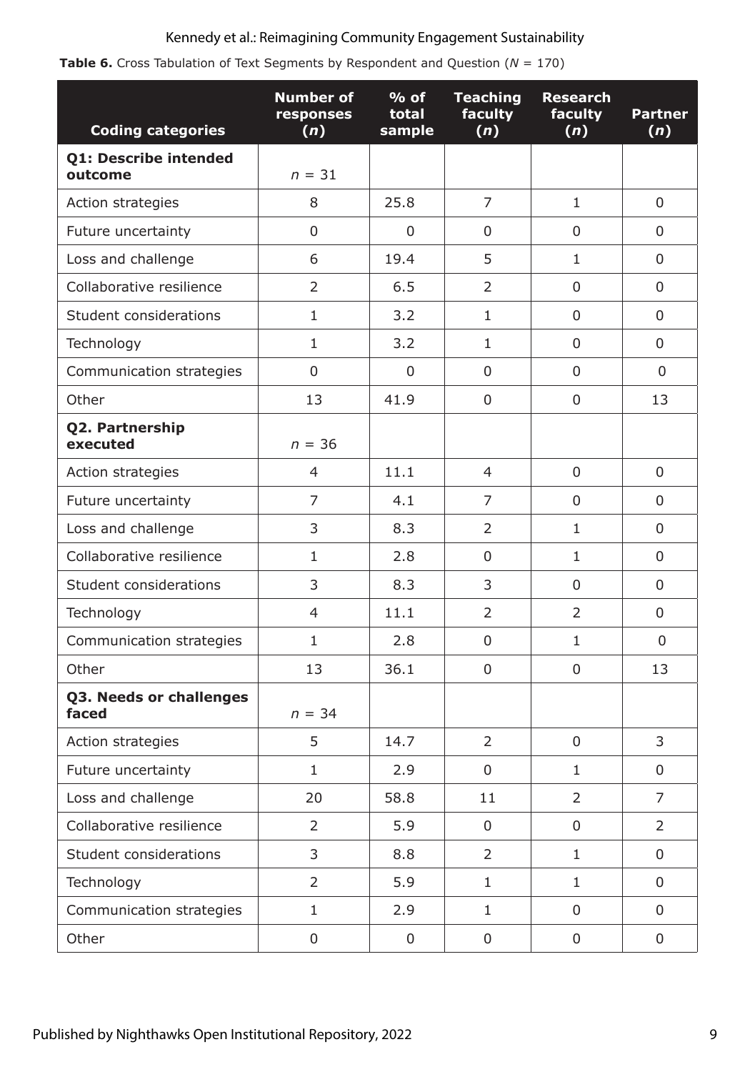**Table 6.** Cross Tabulation of Text Segments by Respondent and Question ($N$ = 170)

| Coding categories | Number of responses ($n$) | % of total sample | Teaching faculty ($n$) | Research faculty ($n$) | Partner ($n$) |
|---|---|---|---|---|---|
| **Q1: Describe intended outcome** | $n$ = 31 | | | | |
| Action strategies | 8 | 25.8 | 7 | 1 | 0 |
| Future uncertainty | 0 | 0 | 0 | 0 | 0 |
| Loss and challenge | 6 | 19.4 | 5 | 1 | 0 |
| Collaborative resilience | 2 | 6.5 | 2 | 0 | 0 |
| Student considerations | 1 | 3.2 | 1 | 0 | 0 |
| Technology | 1 | 3.2 | 1 | 0 | 0 |
| Communication strategies | 0 | 0 | 0 | 0 | 0 |
| Other | 13 | 41.9 | 0 | 0 | 13 |
| **Q2. Partnership executed** | $n$ = 36 | | | | |
| Action strategies | 4 | 11.1 | 4 | 0 | 0 |
| Future uncertainty | 7 | 4.1 | 7 | 0 | 0 |
| Loss and challenge | 3 | 8.3 | 2 | 1 | 0 |
| Collaborative resilience | 1 | 2.8 | 0 | 1 | 0 |
| Student considerations | 3 | 8.3 | 3 | 0 | 0 |
| Technology | 4 | 11.1 | 2 | 2 | 0 |
| Communication strategies | 1 | 2.8 | 0 | 1 | 0 |
| Other | 13 | 36.1 | 0 | 0 | 13 |
| **Q3. Needs or challenges faced** | $n$ = 34 | | | | |
| Action strategies | 5 | 14.7 | 2 | 0 | 3 |
| Future uncertainty | 1 | 2.9 | 0 | 1 | 0 |
| Loss and challenge | 20 | 58.8 | 11 | 2 | 7 |
| Collaborative resilience | 2 | 5.9 | 0 | 0 | 2 |
| Student considerations | 3 | 8.8 | 2 | 1 | 0 |
| Technology | 2 | 5.9 | 1 | 1 | 0 |
| Communication strategies | 1 | 2.9 | 1 | 0 | 0 |
| Other | 0 | 0 | 0 | 0 | 0 |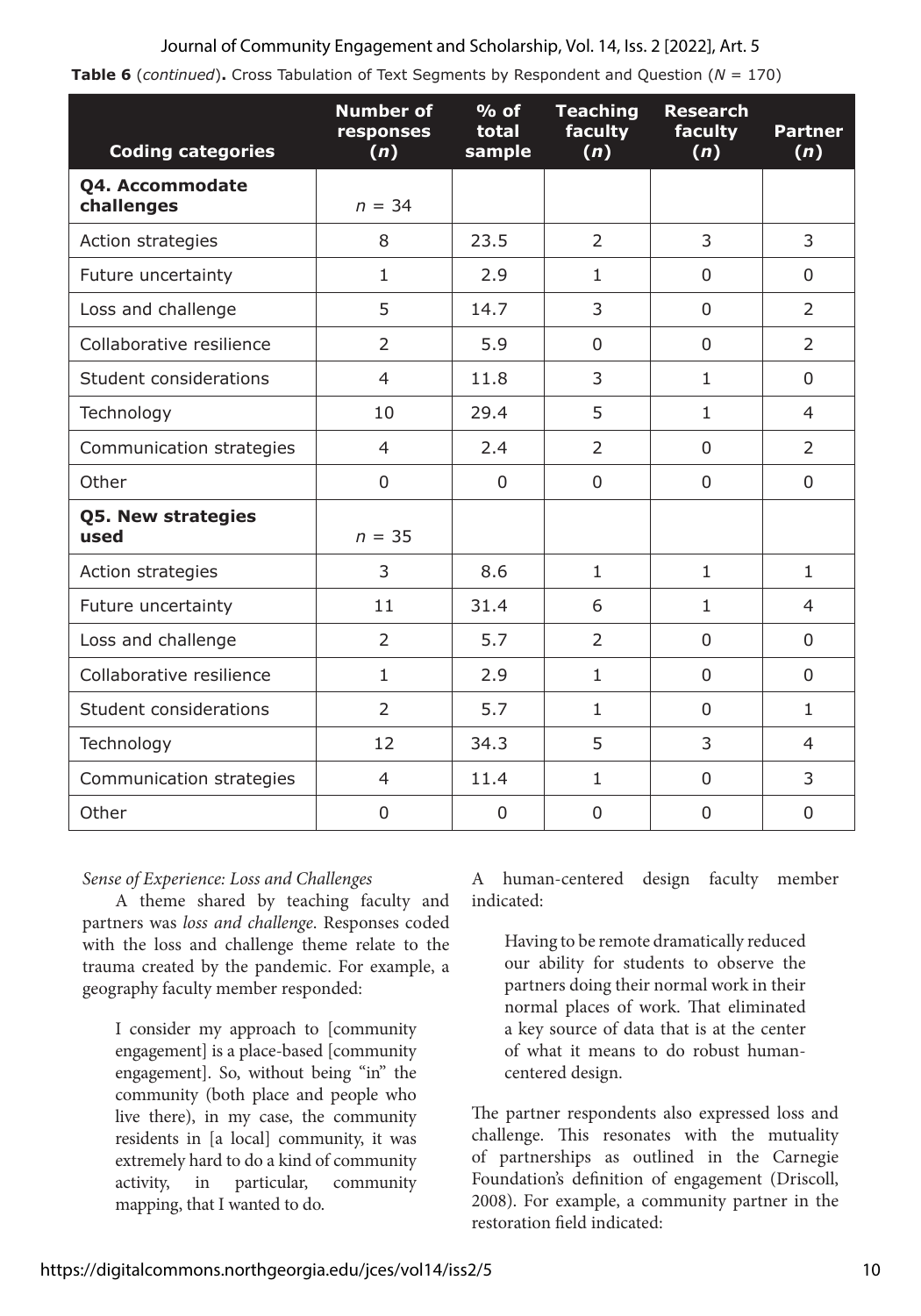**Table 6** (*continued*)**.** Cross Tabulation of Text Segments by Respondent and Question ($N$ = 170)

| Coding categories | Number of responses ($n$) | % of total sample | Teaching faculty ($n$) | Research faculty ($n$) | Partner ($n$) |
|---|---|---|---|---|---|
| **Q4. Accommodate challenges** | $n$ = 34 | | | | |
| Action strategies | 8 | 23.5 | 2 | 3 | 3 |
| Future uncertainty | 1 | 2.9 | 1 | 0 | 0 |
| Loss and challenge | 5 | 14.7 | 3 | 0 | 2 |
| Collaborative resilience | 2 | 5.9 | 0 | 0 | 2 |
| Student considerations | 4 | 11.8 | 3 | 1 | 0 |
| Technology | 10 | 29.4 | 5 | 1 | 4 |
| Communication strategies | 4 | 2.4 | 2 | 0 | 2 |
| Other | 0 | 0 | 0 | 0 | 0 |
| **Q5. New strategies used** | $n$ = 35 | | | | |
| Action strategies | 3 | 8.6 | 1 | 1 | 1 |
| Future uncertainty | 11 | 31.4 | 6 | 1 | 4 |
| Loss and challenge | 2 | 5.7 | 2 | 0 | 0 |
| Collaborative resilience | 1 | 2.9 | 1 | 0 | 0 |
| Student considerations | 2 | 5.7 | 1 | 0 | 1 |
| Technology | 12 | 34.3 | 5 | 3 | 4 |
| Communication strategies | 4 | 11.4 | 1 | 0 | 3 |
| Other | 0 | 0 | 0 | 0 | 0 |

*Sense of Experience: Loss and Challenges*

A theme shared by teaching faculty and partners was *loss and challenge*. Responses coded with the loss and challenge theme relate to the trauma created by the pandemic. For example, a geography faculty member responded:

> I consider my approach to [community engagement] is a place-based [community engagement]. So, without being "in" the community (both place and people who live there), in my case, the community residents in [a local] community, it was extremely hard to do a kind of community activity, in particular, community mapping, that I wanted to do.

A human-centered design faculty member indicated:

> Having to be remote dramatically reduced our ability for students to observe the partners doing their normal work in their normal places of work. That eliminated a key source of data that is at the center of what it means to do robust human-centered design.

The partner respondents also expressed loss and challenge. This resonates with the mutuality of partnerships as outlined in the Carnegie Foundation's definition of engagement (Driscoll, 2008). For example, a community partner in the restoration field indicated: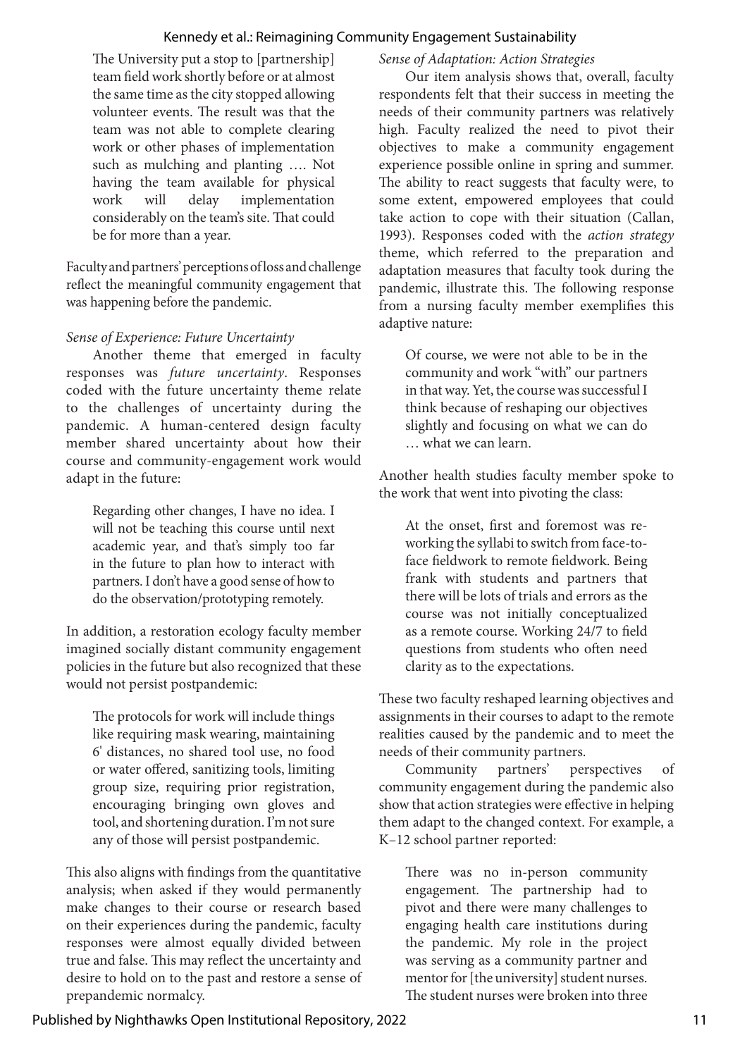> The University put a stop to [partnership] team field work shortly before or at almost the same time as the city stopped allowing volunteer events. The result was that the team was not able to complete clearing work or other phases of implementation such as mulching and planting …. Not having the team available for physical work will delay implementation considerably on the team's site. That could be for more than a year.

Faculty and partners' perceptions of loss and challenge reflect the meaningful community engagement that was happening before the pandemic.

*Sense of Experience: Future Uncertainty*

Another theme that emerged in faculty responses was *future uncertainty*. Responses coded with the future uncertainty theme relate to the challenges of uncertainty during the pandemic. A human-centered design faculty member shared uncertainty about how their course and community-engagement work would adapt in the future:

> Regarding other changes, I have no idea. I will not be teaching this course until next academic year, and that's simply too far in the future to plan how to interact with partners. I don't have a good sense of how to do the observation/prototyping remotely.

In addition, a restoration ecology faculty member imagined socially distant community engagement policies in the future but also recognized that these would not persist postpandemic:

> The protocols for work will include things like requiring mask wearing, maintaining 6' distances, no shared tool use, no food or water offered, sanitizing tools, limiting group size, requiring prior registration, encouraging bringing own gloves and tool, and shortening duration. I'm not sure any of those will persist postpandemic.

This also aligns with findings from the quantitative analysis; when asked if they would permanently make changes to their course or research based on their experiences during the pandemic, faculty responses were almost equally divided between true and false. This may reflect the uncertainty and desire to hold on to the past and restore a sense of prepandemic normalcy.

*Sense of Adaptation: Action Strategies*

Our item analysis shows that, overall, faculty respondents felt that their success in meeting the needs of their community partners was relatively high. Faculty realized the need to pivot their objectives to make a community engagement experience possible online in spring and summer. The ability to react suggests that faculty were, to some extent, empowered employees that could take action to cope with their situation (Callan, 1993). Responses coded with the *action strategy* theme, which referred to the preparation and adaptation measures that faculty took during the pandemic, illustrate this. The following response from a nursing faculty member exemplifies this adaptive nature:

> Of course, we were not able to be in the community and work "with" our partners in that way. Yet, the course was successful I think because of reshaping our objectives slightly and focusing on what we can do … what we can learn.

Another health studies faculty member spoke to the work that went into pivoting the class:

> At the onset, first and foremost was re-working the syllabi to switch from face-to-face fieldwork to remote fieldwork. Being frank with students and partners that there will be lots of trials and errors as the course was not initially conceptualized as a remote course. Working 24/7 to field questions from students who often need clarity as to the expectations.

These two faculty reshaped learning objectives and assignments in their courses to adapt to the remote realities caused by the pandemic and to meet the needs of their community partners.

Community partners' perspectives of community engagement during the pandemic also show that action strategies were effective in helping them adapt to the changed context. For example, a K–12 school partner reported:

> There was no in-person community engagement. The partnership had to pivot and there were many challenges to engaging health care institutions during the pandemic. My role in the project was serving as a community partner and mentor for [the university] student nurses. The student nurses were broken into three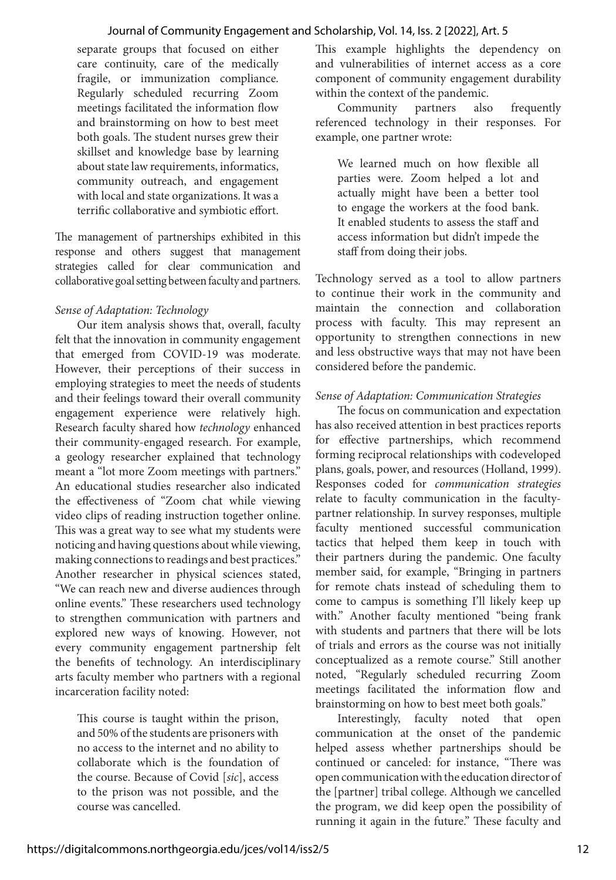separate groups that focused on either care continuity, care of the medically fragile, or immunization compliance. Regularly scheduled recurring Zoom meetings facilitated the information flow and brainstorming on how to best meet both goals. The student nurses grew their skillset and knowledge base by learning about state law requirements, informatics, community outreach, and engagement with local and state organizations. It was a terrific collaborative and symbiotic effort.

The management of partnerships exhibited in this response and others suggest that management strategies called for clear communication and collaborative goal setting between faculty and partners.

*Sense of Adaptation: Technology*

Our item analysis shows that, overall, faculty felt that the innovation in community engagement that emerged from COVID-19 was moderate. However, their perceptions of their success in employing strategies to meet the needs of students and their feelings toward their overall community engagement experience were relatively high. Research faculty shared how *technology* enhanced their community-engaged research. For example, a geology researcher explained that technology meant a "lot more Zoom meetings with partners." An educational studies researcher also indicated the effectiveness of "Zoom chat while viewing video clips of reading instruction together online. This was a great way to see what my students were noticing and having questions about while viewing, making connections to readings and best practices." Another researcher in physical sciences stated, "We can reach new and diverse audiences through online events." These researchers used technology to strengthen communication with partners and explored new ways of knowing. However, not every community engagement partnership felt the benefits of technology. An interdisciplinary arts faculty member who partners with a regional incarceration facility noted:

> This course is taught within the prison, and 50% of the students are prisoners with no access to the internet and no ability to collaborate which is the foundation of the course. Because of Covid [*sic*], access to the prison was not possible, and the course was cancelled.

This example highlights the dependency on and vulnerabilities of internet access as a core component of community engagement durability within the context of the pandemic.

Community partners also frequently referenced technology in their responses. For example, one partner wrote:

> We learned much on how flexible all parties were. Zoom helped a lot and actually might have been a better tool to engage the workers at the food bank. It enabled students to assess the staff and access information but didn't impede the staff from doing their jobs.

Technology served as a tool to allow partners to continue their work in the community and maintain the connection and collaboration process with faculty. This may represent an opportunity to strengthen connections in new and less obstructive ways that may not have been considered before the pandemic.

*Sense of Adaptation: Communication Strategies*

The focus on communication and expectation has also received attention in best practices reports for effective partnerships, which recommend forming reciprocal relationships with codeveloped plans, goals, power, and resources (Holland, 1999). Responses coded for *communication strategies* relate to faculty communication in the faculty-partner relationship. In survey responses, multiple faculty mentioned successful communication tactics that helped them keep in touch with their partners during the pandemic. One faculty member said, for example, "Bringing in partners for remote chats instead of scheduling them to come to campus is something I'll likely keep up with." Another faculty mentioned "being frank with students and partners that there will be lots of trials and errors as the course was not initially conceptualized as a remote course." Still another noted, "Regularly scheduled recurring Zoom meetings facilitated the information flow and brainstorming on how to best meet both goals."

Interestingly, faculty noted that open communication at the onset of the pandemic helped assess whether partnerships should be continued or canceled: for instance, "There was open communication with the education director of the [partner] tribal college. Although we cancelled the program, we did keep open the possibility of running it again in the future." These faculty and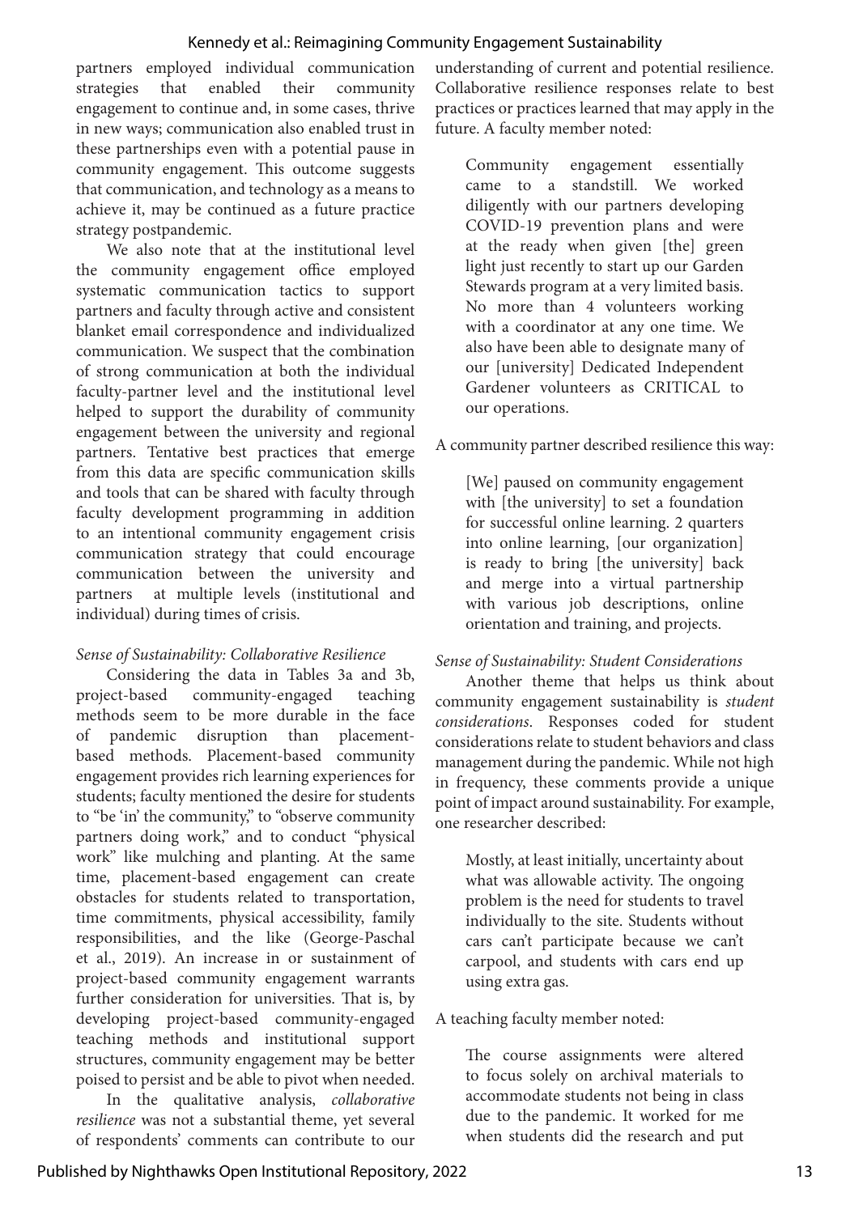partners employed individual communication strategies that enabled their community engagement to continue and, in some cases, thrive in new ways; communication also enabled trust in these partnerships even with a potential pause in community engagement. This outcome suggests that communication, and technology as a means to achieve it, may be continued as a future practice strategy postpandemic.

We also note that at the institutional level the community engagement office employed systematic communication tactics to support partners and faculty through active and consistent blanket email correspondence and individualized communication. We suspect that the combination of strong communication at both the individual faculty-partner level and the institutional level helped to support the durability of community engagement between the university and regional partners. Tentative best practices that emerge from this data are specific communication skills and tools that can be shared with faculty through faculty development programming in addition to an intentional community engagement crisis communication strategy that could encourage communication between the university and partners at multiple levels (institutional and individual) during times of crisis.

*Sense of Sustainability: Collaborative Resilience*

Considering the data in Tables 3a and 3b, project-based community-engaged teaching methods seem to be more durable in the face of pandemic disruption than placement-based methods. Placement-based community engagement provides rich learning experiences for students; faculty mentioned the desire for students to "be 'in' the community," to "observe community partners doing work," and to conduct "physical work" like mulching and planting. At the same time, placement-based engagement can create obstacles for students related to transportation, time commitments, physical accessibility, family responsibilities, and the like (George-Paschal et al., 2019). An increase in or sustainment of project-based community engagement warrants further consideration for universities. That is, by developing project-based community-engaged teaching methods and institutional support structures, community engagement may be better poised to persist and be able to pivot when needed.

In the qualitative analysis, *collaborative resilience* was not a substantial theme, yet several of respondents' comments can contribute to our understanding of current and potential resilience. Collaborative resilience responses relate to best practices or practices learned that may apply in the future. A faculty member noted:

> Community engagement essentially came to a standstill. We worked diligently with our partners developing COVID-19 prevention plans and were at the ready when given [the] green light just recently to start up our Garden Stewards program at a very limited basis. No more than 4 volunteers working with a coordinator at any one time. We also have been able to designate many of our [university] Dedicated Independent Gardener volunteers as CRITICAL to our operations.

A community partner described resilience this way:

> [We] paused on community engagement with [the university] to set a foundation for successful online learning. 2 quarters into online learning, [our organization] is ready to bring [the university] back and merge into a virtual partnership with various job descriptions, online orientation and training, and projects.

*Sense of Sustainability: Student Considerations*

Another theme that helps us think about community engagement sustainability is *student considerations*. Responses coded for student considerations relate to student behaviors and class management during the pandemic. While not high in frequency, these comments provide a unique point of impact around sustainability. For example, one researcher described:

> Mostly, at least initially, uncertainty about what was allowable activity. The ongoing problem is the need for students to travel individually to the site. Students without cars can't participate because we can't carpool, and students with cars end up using extra gas.

A teaching faculty member noted:

> The course assignments were altered to focus solely on archival materials to accommodate students not being in class due to the pandemic. It worked for me when students did the research and put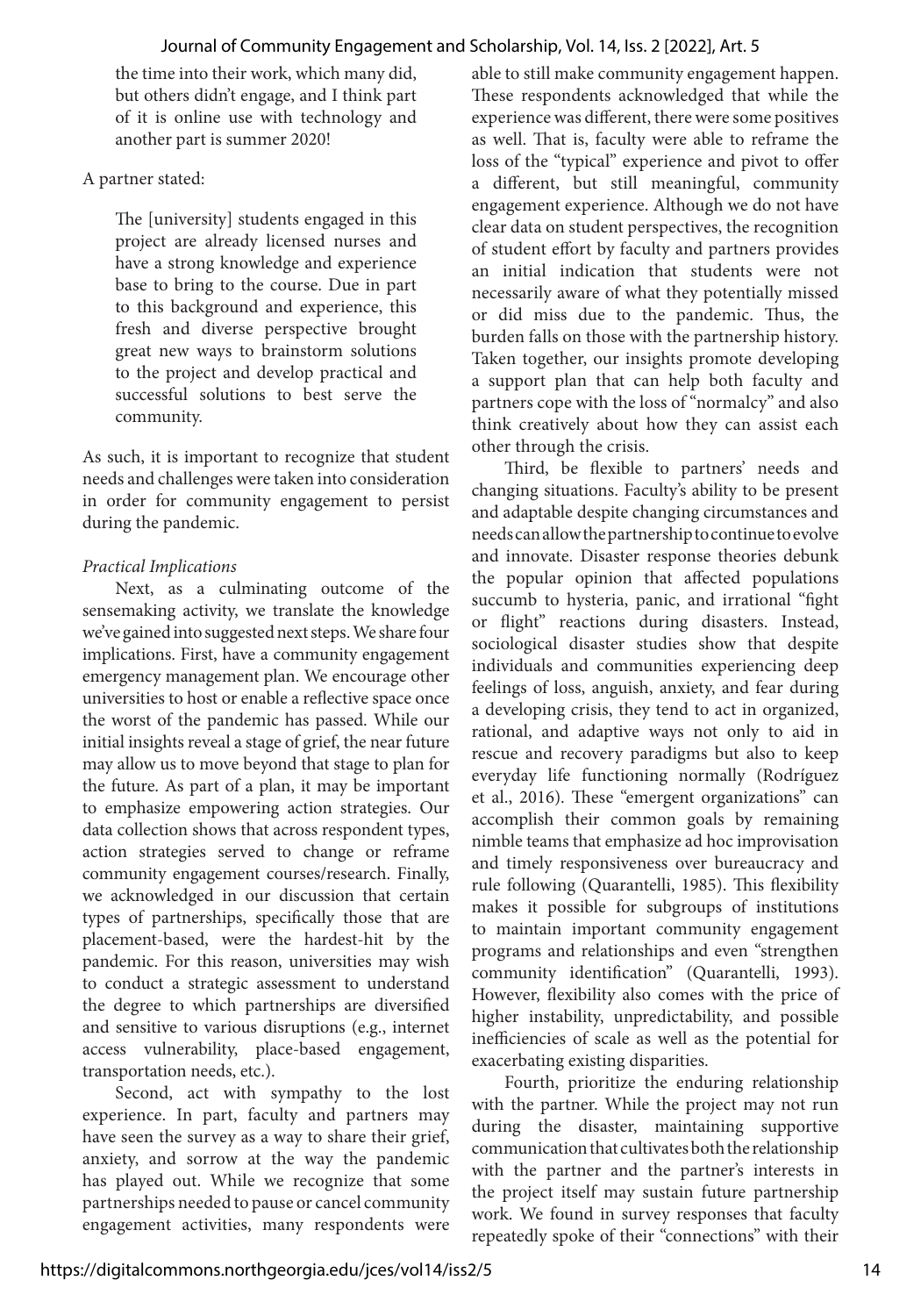the time into their work, which many did, but others didn't engage, and I think part of it is online use with technology and another part is summer 2020!

A partner stated:

> The [university] students engaged in this project are already licensed nurses and have a strong knowledge and experience base to bring to the course. Due in part to this background and experience, this fresh and diverse perspective brought great new ways to brainstorm solutions to the project and develop practical and successful solutions to best serve the community.

As such, it is important to recognize that student needs and challenges were taken into consideration in order for community engagement to persist during the pandemic.

*Practical Implications*

Next, as a culminating outcome of the sensemaking activity, we translate the knowledge we've gained into suggested next steps. We share four implications. First, have a community engagement emergency management plan. We encourage other universities to host or enable a reflective space once the worst of the pandemic has passed. While our initial insights reveal a stage of grief, the near future may allow us to move beyond that stage to plan for the future. As part of a plan, it may be important to emphasize empowering action strategies. Our data collection shows that across respondent types, action strategies served to change or reframe community engagement courses/research. Finally, we acknowledged in our discussion that certain types of partnerships, specifically those that are placement-based, were the hardest-hit by the pandemic. For this reason, universities may wish to conduct a strategic assessment to understand the degree to which partnerships are diversified and sensitive to various disruptions (e.g., internet access vulnerability, place-based engagement, transportation needs, etc.).

Second, act with sympathy to the lost experience. In part, faculty and partners may have seen the survey as a way to share their grief, anxiety, and sorrow at the way the pandemic has played out. While we recognize that some partnerships needed to pause or cancel community engagement activities, many respondents were able to still make community engagement happen. These respondents acknowledged that while the experience was different, there were some positives as well. That is, faculty were able to reframe the loss of the "typical" experience and pivot to offer a different, but still meaningful, community engagement experience. Although we do not have clear data on student perspectives, the recognition of student effort by faculty and partners provides an initial indication that students were not necessarily aware of what they potentially missed or did miss due to the pandemic. Thus, the burden falls on those with the partnership history. Taken together, our insights promote developing a support plan that can help both faculty and partners cope with the loss of "normalcy" and also think creatively about how they can assist each other through the crisis.

Third, be flexible to partners' needs and changing situations. Faculty's ability to be present and adaptable despite changing circumstances and needs can allow the partnership to continue to evolve and innovate. Disaster response theories debunk the popular opinion that affected populations succumb to hysteria, panic, and irrational "fight or flight" reactions during disasters. Instead, sociological disaster studies show that despite individuals and communities experiencing deep feelings of loss, anguish, anxiety, and fear during a developing crisis, they tend to act in organized, rational, and adaptive ways not only to aid in rescue and recovery paradigms but also to keep everyday life functioning normally (Rodríguez et al., 2016). These "emergent organizations" can accomplish their common goals by remaining nimble teams that emphasize ad hoc improvisation and timely responsiveness over bureaucracy and rule following (Quarantelli, 1985). This flexibility makes it possible for subgroups of institutions to maintain important community engagement programs and relationships and even "strengthen community identification" (Quarantelli, 1993). However, flexibility also comes with the price of higher instability, unpredictability, and possible inefficiencies of scale as well as the potential for exacerbating existing disparities.

Fourth, prioritize the enduring relationship with the partner. While the project may not run during the disaster, maintaining supportive communication that cultivates both the relationship with the partner and the partner's interests in the project itself may sustain future partnership work. We found in survey responses that faculty repeatedly spoke of their "connections" with their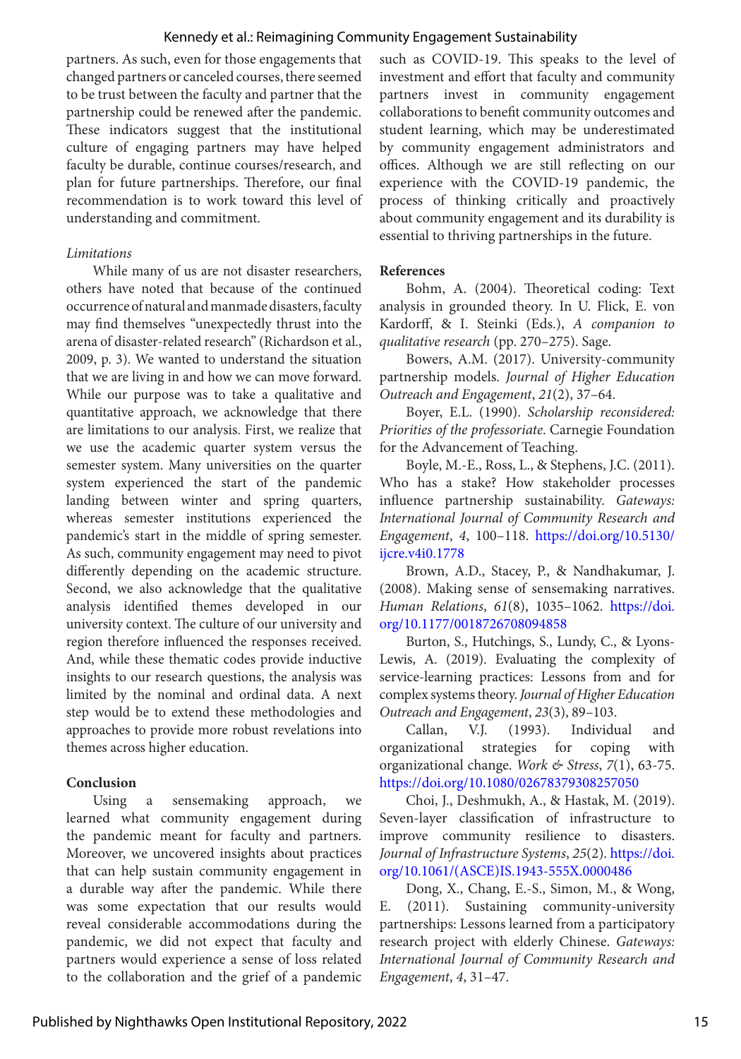partners. As such, even for those engagements that changed partners or canceled courses, there seemed to be trust between the faculty and partner that the partnership could be renewed after the pandemic. These indicators suggest that the institutional culture of engaging partners may have helped faculty be durable, continue courses/research, and plan for future partnerships. Therefore, our final recommendation is to work toward this level of understanding and commitment.

*Limitations*

While many of us are not disaster researchers, others have noted that because of the continued occurrence of natural and manmade disasters, faculty may find themselves "unexpectedly thrust into the arena of disaster-related research" (Richardson et al., 2009, p. 3). We wanted to understand the situation that we are living in and how we can move forward. While our purpose was to take a qualitative and quantitative approach, we acknowledge that there are limitations to our analysis. First, we realize that we use the academic quarter system versus the semester system. Many universities on the quarter system experienced the start of the pandemic landing between winter and spring quarters, whereas semester institutions experienced the pandemic's start in the middle of spring semester. As such, community engagement may need to pivot differently depending on the academic structure. Second, we also acknowledge that the qualitative analysis identified themes developed in our university context. The culture of our university and region therefore influenced the responses received. And, while these thematic codes provide inductive insights to our research questions, the analysis was limited by the nominal and ordinal data. A next step would be to extend these methodologies and approaches to provide more robust revelations into themes across higher education.

## Conclusion

Using a sensemaking approach, we learned what community engagement during the pandemic meant for faculty and partners. Moreover, we uncovered insights about practices that can help sustain community engagement in a durable way after the pandemic. While there was some expectation that our results would reveal considerable accommodations during the pandemic, we did not expect that faculty and partners would experience a sense of loss related to the collaboration and the grief of a pandemic such as COVID-19. This speaks to the level of investment and effort that faculty and community partners invest in community engagement collaborations to benefit community outcomes and student learning, which may be underestimated by community engagement administrators and offices. Although we are still reflecting on our experience with the COVID-19 pandemic, the process of thinking critically and proactively about community engagement and its durability is essential to thriving partnerships in the future.

## References

Bohm, A. (2004). Theoretical coding: Text analysis in grounded theory. In U. Flick, E. von Kardorff, & I. Steinki (Eds.), *A companion to qualitative research* (pp. 270–275). Sage.

Bowers, A.M. (2017). University-community partnership models. *Journal of Higher Education Outreach and Engagement*, *21*(2), 37–64.

Boyer, E.L. (1990). *Scholarship reconsidered: Priorities of the professoriate.* Carnegie Foundation for the Advancement of Teaching.

Boyle, M.-E., Ross, L., & Stephens, J.C. (2011). Who has a stake? How stakeholder processes influence partnership sustainability. *Gateways: International Journal of Community Research and Engagement*, *4*, 100–118. https://doi.org/10.5130/ijcre.v4i0.1778

Brown, A.D., Stacey, P., & Nandhakumar, J. (2008). Making sense of sensemaking narratives. *Human Relations*, *61*(8), 1035–1062. https://doi.org/10.1177/0018726708094858

Burton, S., Hutchings, S., Lundy, C., & Lyons-Lewis, A. (2019). Evaluating the complexity of service-learning practices: Lessons from and for complex systems theory. *Journal of Higher Education Outreach and Engagement*, *23*(3), 89–103.

Callan, V.J. (1993). Individual and organizational strategies for coping with organizational change. *Work & Stress*, *7*(1), 63-75. https://doi.org/10.1080/02678379308257050

Choi, J., Deshmukh, A., & Hastak, M. (2019). Seven-layer classification of infrastructure to improve community resilience to disasters. *Journal of Infrastructure Systems*, *25*(2). https://doi.org/10.1061/(ASCE)IS.1943-555X.0000486

Dong, X., Chang, E.-S., Simon, M., & Wong, E. (2011). Sustaining community-university partnerships: Lessons learned from a participatory research project with elderly Chinese. *Gateways: International Journal of Community Research and Engagement*, *4*, 31–47.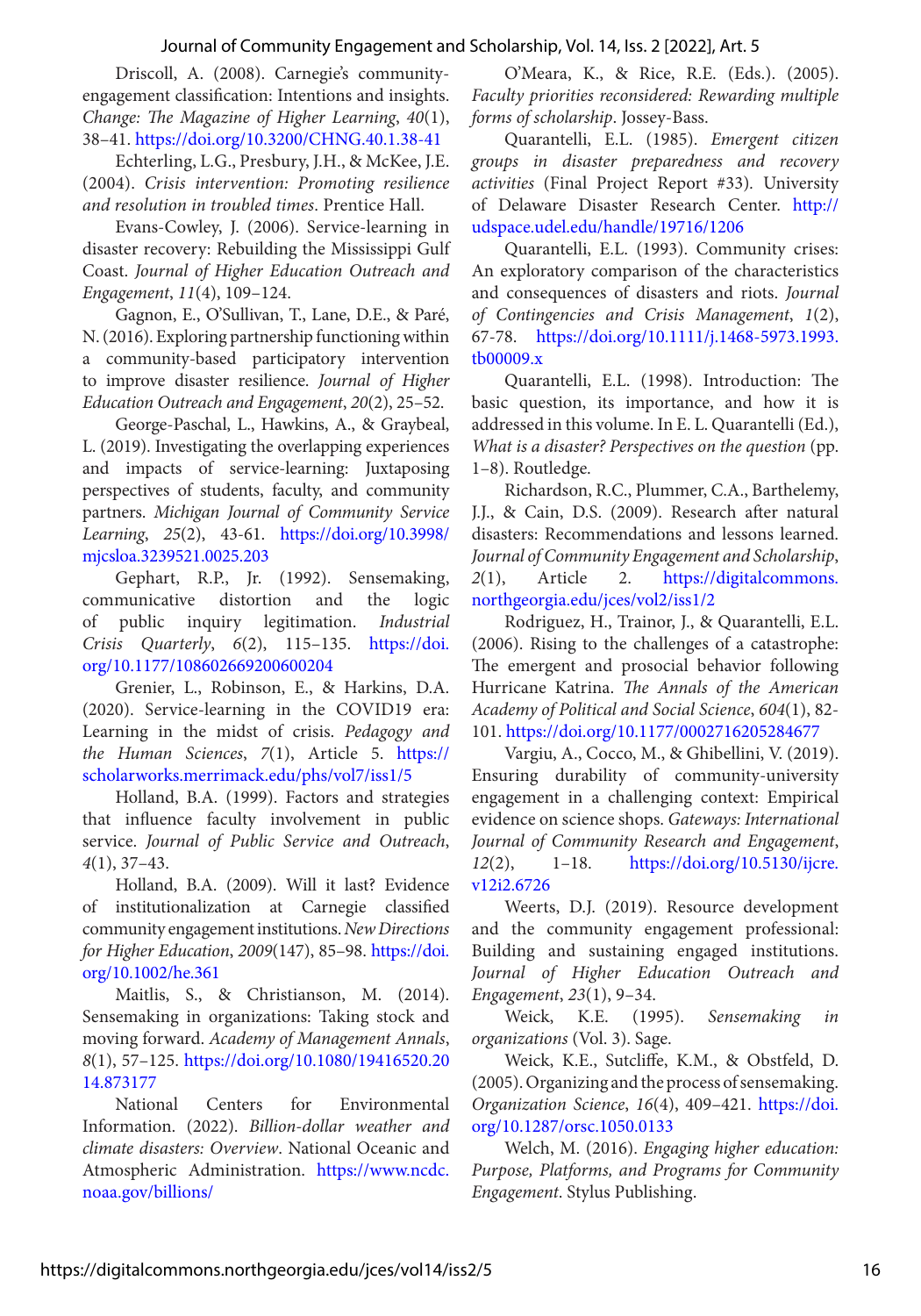Driscoll, A. (2008). Carnegie's community-engagement classification: Intentions and insights. *Change: The Magazine of Higher Learning*, *40*(1), 38–41. https://doi.org/10.3200/CHNG.40.1.38-41

Echterling, L.G., Presbury, J.H., & McKee, J.E. (2004). *Crisis intervention: Promoting resilience and resolution in troubled times*. Prentice Hall.

Evans-Cowley, J. (2006). Service-learning in disaster recovery: Rebuilding the Mississippi Gulf Coast. *Journal of Higher Education Outreach and Engagement*, *11*(4), 109–124.

Gagnon, E., O'Sullivan, T., Lane, D.E., & Paré, N. (2016). Exploring partnership functioning within a community-based participatory intervention to improve disaster resilience. *Journal of Higher Education Outreach and Engagement*, *20*(2), 25–52.

George-Paschal, L., Hawkins, A., & Graybeal, L. (2019). Investigating the overlapping experiences and impacts of service-learning: Juxtaposing perspectives of students, faculty, and community partners. *Michigan Journal of Community Service Learning*, *25*(2), 43-61. https://doi.org/10.3998/mjcsloa.3239521.0025.203

Gephart, R.P., Jr. (1992). Sensemaking, communicative distortion and the logic of public inquiry legitimation. *Industrial Crisis Quarterly*, *6*(2), 115–135. https://doi.org/10.1177/108602669200600204

Grenier, L., Robinson, E., & Harkins, D.A. (2020). Service-learning in the COVID19 era: Learning in the midst of crisis. *Pedagogy and the Human Sciences*, *7*(1), Article 5. https://scholarworks.merrimack.edu/phs/vol7/iss1/5

Holland, B.A. (1999). Factors and strategies that influence faculty involvement in public service. *Journal of Public Service and Outreach*, *4*(1), 37–43.

Holland, B.A. (2009). Will it last? Evidence of institutionalization at Carnegie classified community engagement institutions. *New Directions for Higher Education*, *2009*(147), 85–98. https://doi.org/10.1002/he.361

Maitlis, S., & Christianson, M. (2014). Sensemaking in organizations: Taking stock and moving forward. *Academy of Management Annals*, *8*(1), 57–125. https://doi.org/10.1080/19416520.2014.873177

National Centers for Environmental Information. (2022). *Billion-dollar weather and climate disasters: Overview*. National Oceanic and Atmospheric Administration. https://www.ncdc.noaa.gov/billions/

O'Meara, K., & Rice, R.E. (Eds.). (2005). *Faculty priorities reconsidered: Rewarding multiple forms of scholarship*. Jossey-Bass.

Quarantelli, E.L. (1985). *Emergent citizen groups in disaster preparedness and recovery activities* (Final Project Report #33). University of Delaware Disaster Research Center. http://udspace.udel.edu/handle/19716/1206

Quarantelli, E.L. (1993). Community crises: An exploratory comparison of the characteristics and consequences of disasters and riots. *Journal of Contingencies and Crisis Management*, *1*(2), 67-78. https://doi.org/10.1111/j.1468-5973.1993.tb00009.x

Quarantelli, E.L. (1998). Introduction: The basic question, its importance, and how it is addressed in this volume. In E. L. Quarantelli (Ed.), *What is a disaster? Perspectives on the question* (pp. 1–8). Routledge.

Richardson, R.C., Plummer, C.A., Barthelemy, J.J., & Cain, D.S. (2009). Research after natural disasters: Recommendations and lessons learned. *Journal of Community Engagement and Scholarship*, *2*(1), Article 2. https://digitalcommons.northgeorgia.edu/jces/vol2/iss1/2

Rodriguez, H., Trainor, J., & Quarantelli, E.L. (2006). Rising to the challenges of a catastrophe: The emergent and prosocial behavior following Hurricane Katrina. *The Annals of the American Academy of Political and Social Science*, *604*(1), 82-101. https://doi.org/10.1177/0002716205284677

Vargiu, A., Cocco, M., & Ghibellini, V. (2019). Ensuring durability of community-university engagement in a challenging context: Empirical evidence on science shops. *Gateways: International Journal of Community Research and Engagement*, *12*(2), 1–18. https://doi.org/10.5130/ijcre.v12i2.6726

Weerts, D.J. (2019). Resource development and the community engagement professional: Building and sustaining engaged institutions. *Journal of Higher Education Outreach and Engagement*, *23*(1), 9–34.

Weick, K.E. (1995). *Sensemaking in organizations* (Vol. 3). Sage.

Weick, K.E., Sutcliffe, K.M., & Obstfeld, D. (2005). Organizing and the process of sensemaking. *Organization Science*, *16*(4), 409–421. https://doi.org/10.1287/orsc.1050.0133

Welch, M. (2016). *Engaging higher education: Purpose, Platforms, and Programs for Community Engagement*. Stylus Publishing.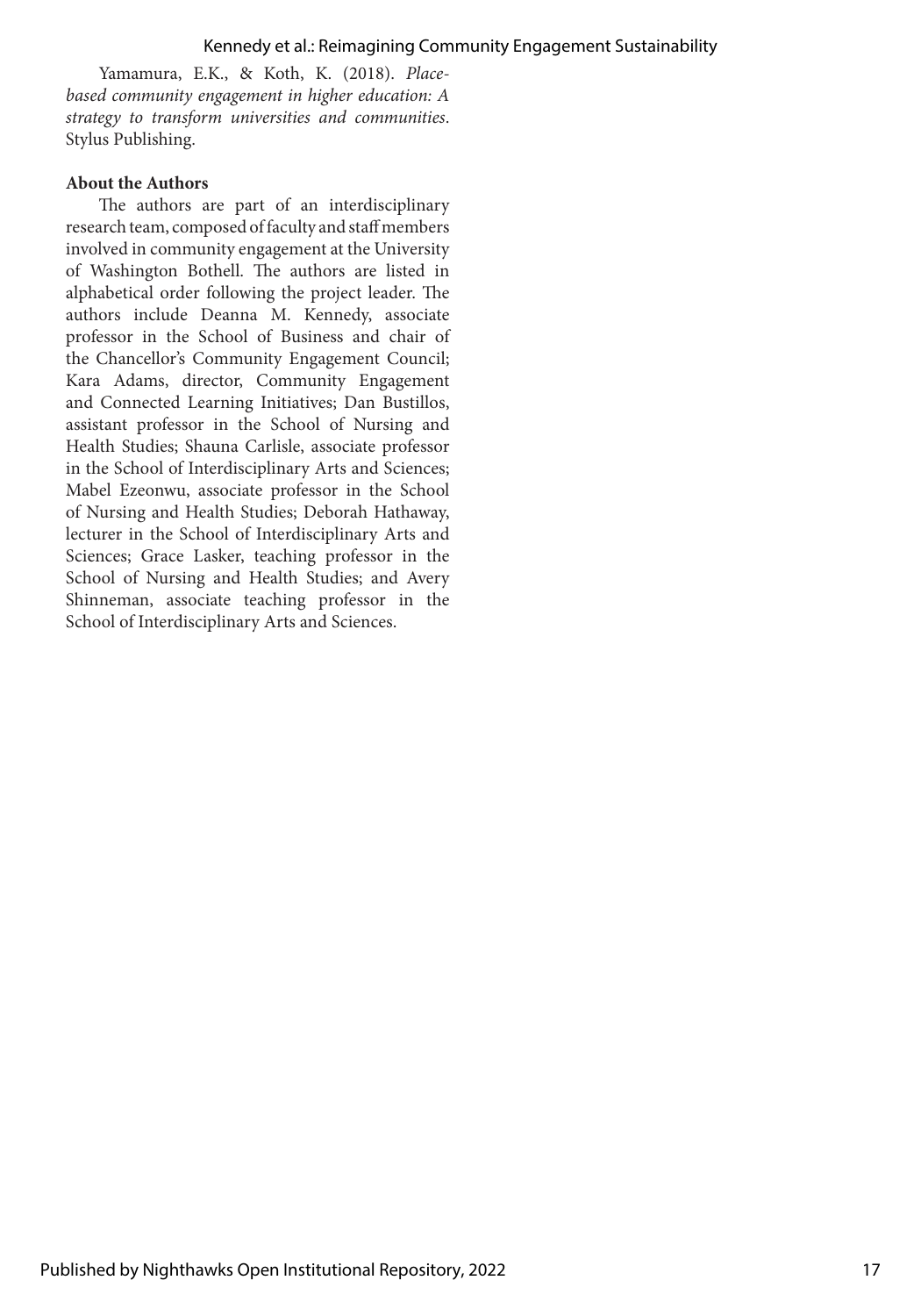Yamamura, E.K., & Koth, K. (2018). *Place-based community engagement in higher education: A strategy to transform universities and communities*. Stylus Publishing.

**About the Authors**

The authors are part of an interdisciplinary research team, composed of faculty and staff members involved in community engagement at the University of Washington Bothell. The authors are listed in alphabetical order following the project leader. The authors include Deanna M. Kennedy, associate professor in the School of Business and chair of the Chancellor's Community Engagement Council; Kara Adams, director, Community Engagement and Connected Learning Initiatives; Dan Bustillos, assistant professor in the School of Nursing and Health Studies; Shauna Carlisle, associate professor in the School of Interdisciplinary Arts and Sciences; Mabel Ezeonwu, associate professor in the School of Nursing and Health Studies; Deborah Hathaway, lecturer in the School of Interdisciplinary Arts and Sciences; Grace Lasker, teaching professor in the School of Nursing and Health Studies; and Avery Shinneman, associate teaching professor in the School of Interdisciplinary Arts and Sciences.